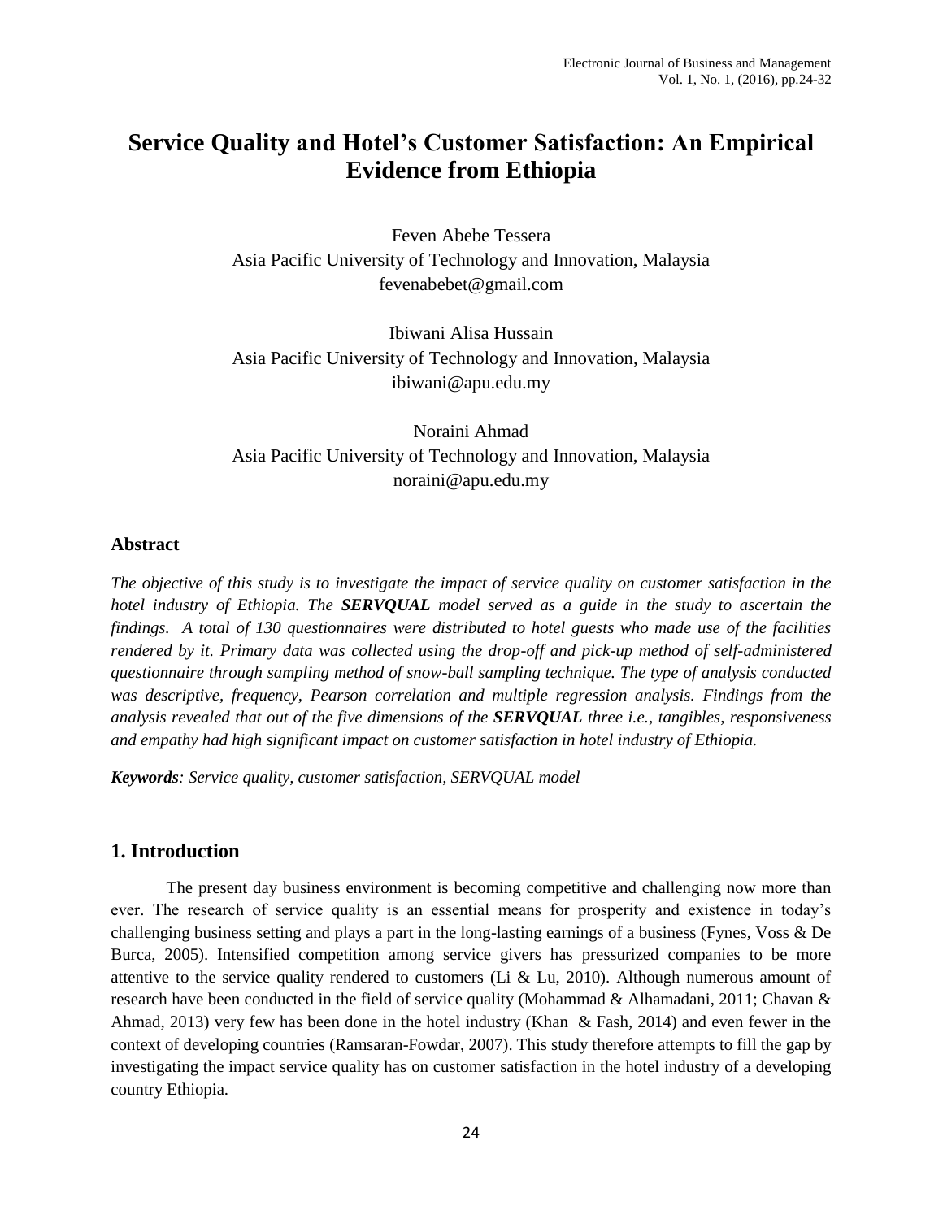# Service Quality and Hotel's Customer Satisfaction: An Empirical Evidence from Ethiopia

Feven Abebe Tessera
Asia Pacific University of Technology and Innovation, Malaysia
fevenabebet@gmail.com

Ibiwani Alisa Hussain
Asia Pacific University of Technology and Innovation, Malaysia
ibiwani@apu.edu.my

Noraini Ahmad
Asia Pacific University of Technology and Innovation, Malaysia
noraini@apu.edu.my

### Abstract

*The objective of this study is to investigate the impact of service quality on customer satisfaction in the hotel industry of Ethiopia. The **SERVQUAL** model served as a guide in the study to ascertain the findings. A total of 130 questionnaires were distributed to hotel guests who made use of the facilities rendered by it. Primary data was collected using the drop-off and pick-up method of self-administered questionnaire through sampling method of snow-ball sampling technique. The type of analysis conducted was descriptive, frequency, Pearson correlation and multiple regression analysis. Findings from the analysis revealed that out of the five dimensions of the **SERVQUAL** three i.e., tangibles, responsiveness and empathy had high significant impact on customer satisfaction in hotel industry of Ethiopia.*

***Keywords**: Service quality, customer satisfaction, SERVQUAL model*

## 1. Introduction

The present day business environment is becoming competitive and challenging now more than ever. The research of service quality is an essential means for prosperity and existence in today's challenging business setting and plays a part in the long-lasting earnings of a business (Fynes, Voss & De Burca, 2005). Intensified competition among service givers has pressurized companies to be more attentive to the service quality rendered to customers (Li & Lu, 2010). Although numerous amount of research have been conducted in the field of service quality (Mohammad & Alhamadani, 2011; Chavan & Ahmad, 2013) very few has been done in the hotel industry (Khan & Fash, 2014) and even fewer in the context of developing countries (Ramsaran-Fowdar, 2007). This study therefore attempts to fill the gap by investigating the impact service quality has on customer satisfaction in the hotel industry of a developing country Ethiopia.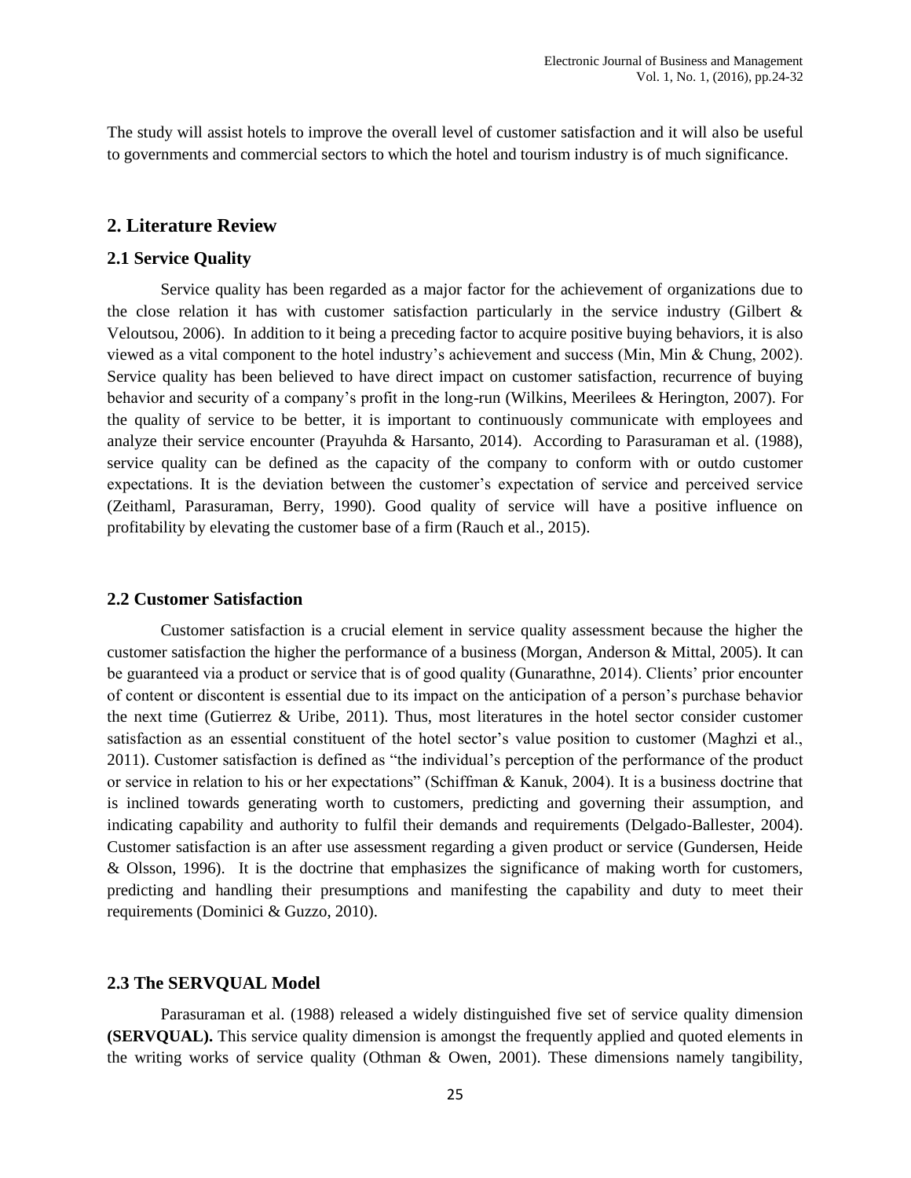The study will assist hotels to improve the overall level of customer satisfaction and it will also be useful to governments and commercial sectors to which the hotel and tourism industry is of much significance.

## 2. Literature Review

### 2.1 Service Quality

Service quality has been regarded as a major factor for the achievement of organizations due to the close relation it has with customer satisfaction particularly in the service industry (Gilbert & Veloutsou, 2006). In addition to it being a preceding factor to acquire positive buying behaviors, it is also viewed as a vital component to the hotel industry's achievement and success (Min, Min & Chung, 2002). Service quality has been believed to have direct impact on customer satisfaction, recurrence of buying behavior and security of a company's profit in the long-run (Wilkins, Meerilees & Herington, 2007). For the quality of service to be better, it is important to continuously communicate with employees and analyze their service encounter (Prayuhda & Harsanto, 2014). According to Parasuraman et al. (1988), service quality can be defined as the capacity of the company to conform with or outdo customer expectations. It is the deviation between the customer's expectation of service and perceived service (Zeithaml, Parasuraman, Berry, 1990). Good quality of service will have a positive influence on profitability by elevating the customer base of a firm (Rauch et al., 2015).

### 2.2 Customer Satisfaction

Customer satisfaction is a crucial element in service quality assessment because the higher the customer satisfaction the higher the performance of a business (Morgan, Anderson & Mittal, 2005). It can be guaranteed via a product or service that is of good quality (Gunarathne, 2014). Clients' prior encounter of content or discontent is essential due to its impact on the anticipation of a person's purchase behavior the next time (Gutierrez & Uribe, 2011). Thus, most literatures in the hotel sector consider customer satisfaction as an essential constituent of the hotel sector's value position to customer (Maghzi et al., 2011). Customer satisfaction is defined as "the individual's perception of the performance of the product or service in relation to his or her expectations" (Schiffman & Kanuk, 2004). It is a business doctrine that is inclined towards generating worth to customers, predicting and governing their assumption, and indicating capability and authority to fulfil their demands and requirements (Delgado-Ballester, 2004). Customer satisfaction is an after use assessment regarding a given product or service (Gundersen, Heide & Olsson, 1996). It is the doctrine that emphasizes the significance of making worth for customers, predicting and handling their presumptions and manifesting the capability and duty to meet their requirements (Dominici & Guzzo, 2010).

### 2.3 The SERVQUAL Model

Parasuraman et al. (1988) released a widely distinguished five set of service quality dimension **(SERVQUAL).** This service quality dimension is amongst the frequently applied and quoted elements in the writing works of service quality (Othman & Owen, 2001). These dimensions namely tangibility,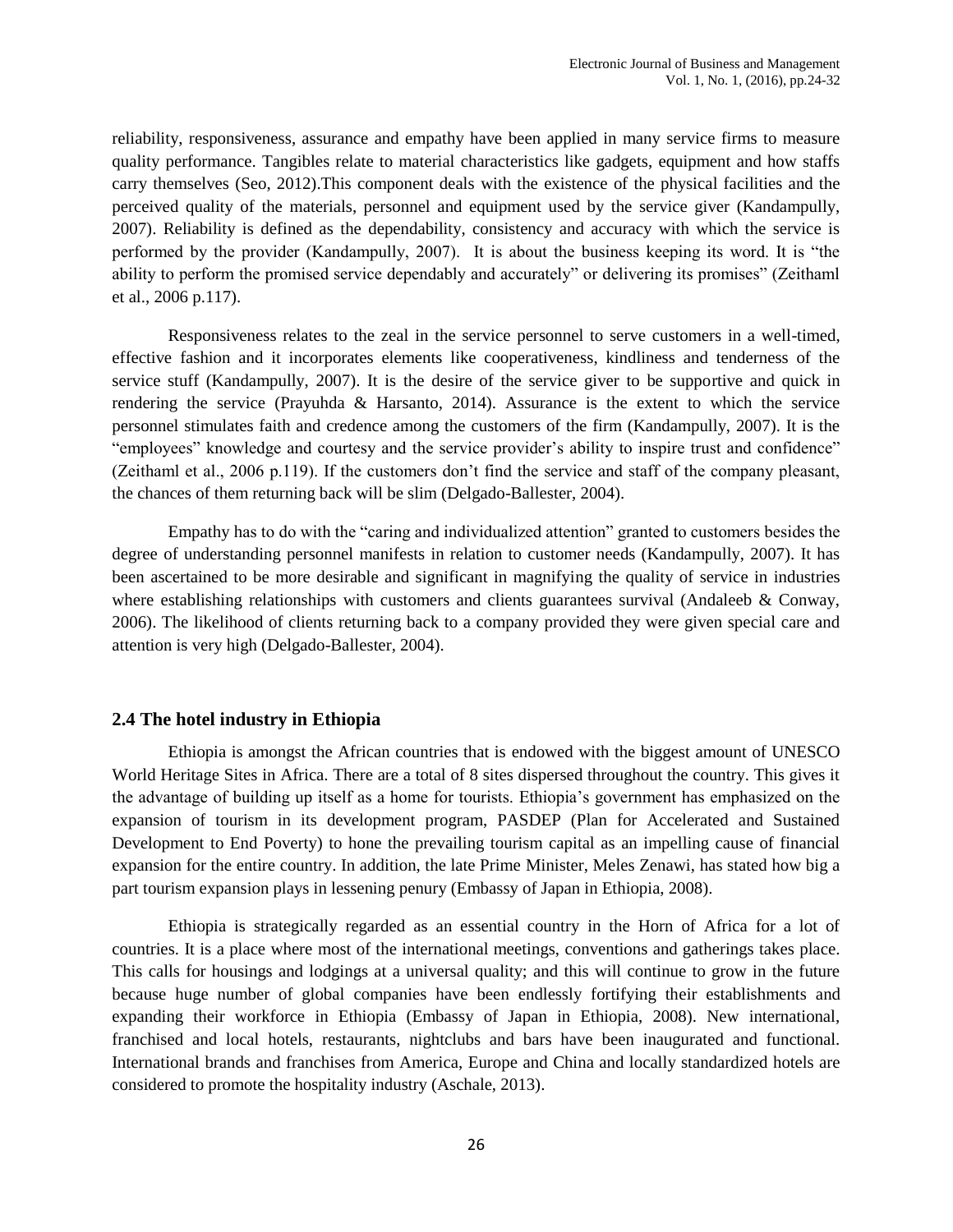reliability, responsiveness, assurance and empathy have been applied in many service firms to measure quality performance. Tangibles relate to material characteristics like gadgets, equipment and how staffs carry themselves (Seo, 2012).This component deals with the existence of the physical facilities and the perceived quality of the materials, personnel and equipment used by the service giver (Kandampully, 2007). Reliability is defined as the dependability, consistency and accuracy with which the service is performed by the provider (Kandampully, 2007). It is about the business keeping its word. It is "the ability to perform the promised service dependably and accurately" or delivering its promises" (Zeithaml et al., 2006 p.117).

Responsiveness relates to the zeal in the service personnel to serve customers in a well-timed, effective fashion and it incorporates elements like cooperativeness, kindliness and tenderness of the service stuff (Kandampully, 2007). It is the desire of the service giver to be supportive and quick in rendering the service (Prayuhda & Harsanto, 2014). Assurance is the extent to which the service personnel stimulates faith and credence among the customers of the firm (Kandampully, 2007). It is the "employees" knowledge and courtesy and the service provider's ability to inspire trust and confidence" (Zeithaml et al., 2006 p.119). If the customers don't find the service and staff of the company pleasant, the chances of them returning back will be slim (Delgado-Ballester, 2004).

Empathy has to do with the "caring and individualized attention" granted to customers besides the degree of understanding personnel manifests in relation to customer needs (Kandampully, 2007). It has been ascertained to be more desirable and significant in magnifying the quality of service in industries where establishing relationships with customers and clients guarantees survival (Andaleeb & Conway, 2006). The likelihood of clients returning back to a company provided they were given special care and attention is very high (Delgado-Ballester, 2004).

## 2.4 The hotel industry in Ethiopia

Ethiopia is amongst the African countries that is endowed with the biggest amount of UNESCO World Heritage Sites in Africa. There are a total of 8 sites dispersed throughout the country. This gives it the advantage of building up itself as a home for tourists. Ethiopia's government has emphasized on the expansion of tourism in its development program, PASDEP (Plan for Accelerated and Sustained Development to End Poverty) to hone the prevailing tourism capital as an impelling cause of financial expansion for the entire country. In addition, the late Prime Minister, Meles Zenawi, has stated how big a part tourism expansion plays in lessening penury (Embassy of Japan in Ethiopia, 2008).

Ethiopia is strategically regarded as an essential country in the Horn of Africa for a lot of countries. It is a place where most of the international meetings, conventions and gatherings takes place. This calls for housings and lodgings at a universal quality; and this will continue to grow in the future because huge number of global companies have been endlessly fortifying their establishments and expanding their workforce in Ethiopia (Embassy of Japan in Ethiopia, 2008). New international, franchised and local hotels, restaurants, nightclubs and bars have been inaugurated and functional. International brands and franchises from America, Europe and China and locally standardized hotels are considered to promote the hospitality industry (Aschale, 2013).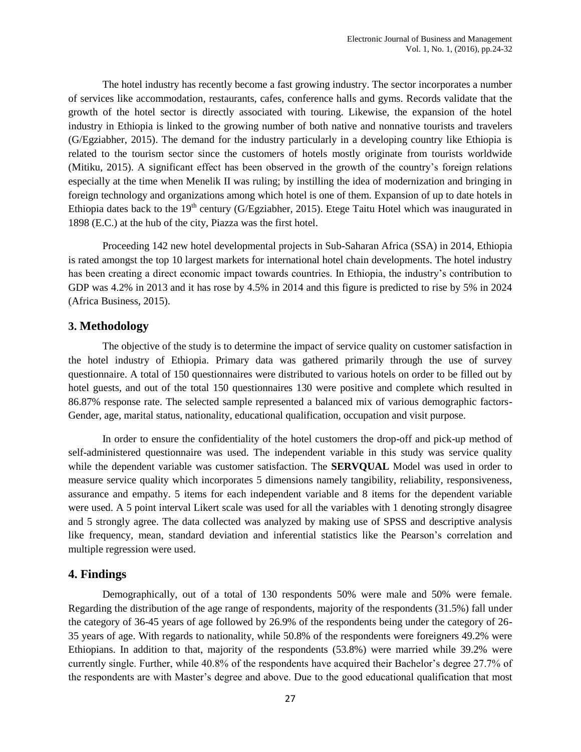The hotel industry has recently become a fast growing industry. The sector incorporates a number of services like accommodation, restaurants, cafes, conference halls and gyms. Records validate that the growth of the hotel sector is directly associated with touring. Likewise, the expansion of the hotel industry in Ethiopia is linked to the growing number of both native and nonnative tourists and travelers (G/Egziabher, 2015). The demand for the industry particularly in a developing country like Ethiopia is related to the tourism sector since the customers of hotels mostly originate from tourists worldwide (Mitiku, 2015). A significant effect has been observed in the growth of the country's foreign relations especially at the time when Menelik II was ruling; by instilling the idea of modernization and bringing in foreign technology and organizations among which hotel is one of them. Expansion of up to date hotels in Ethiopia dates back to the 19th century (G/Egziabher, 2015). Etege Taitu Hotel which was inaugurated in 1898 (E.C.) at the hub of the city, Piazza was the first hotel.

Proceeding 142 new hotel developmental projects in Sub-Saharan Africa (SSA) in 2014, Ethiopia is rated amongst the top 10 largest markets for international hotel chain developments. The hotel industry has been creating a direct economic impact towards countries. In Ethiopia, the industry's contribution to GDP was 4.2% in 2013 and it has rose by 4.5% in 2014 and this figure is predicted to rise by 5% in 2024 (Africa Business, 2015).

## 3. Methodology

The objective of the study is to determine the impact of service quality on customer satisfaction in the hotel industry of Ethiopia. Primary data was gathered primarily through the use of survey questionnaire. A total of 150 questionnaires were distributed to various hotels on order to be filled out by hotel guests, and out of the total 150 questionnaires 130 were positive and complete which resulted in 86.87% response rate. The selected sample represented a balanced mix of various demographic factors- Gender, age, marital status, nationality, educational qualification, occupation and visit purpose.

In order to ensure the confidentiality of the hotel customers the drop-off and pick-up method of self-administered questionnaire was used. The independent variable in this study was service quality while the dependent variable was customer satisfaction. The **SERVQUAL** Model was used in order to measure service quality which incorporates 5 dimensions namely tangibility, reliability, responsiveness, assurance and empathy. 5 items for each independent variable and 8 items for the dependent variable were used. A 5 point interval Likert scale was used for all the variables with 1 denoting strongly disagree and 5 strongly agree. The data collected was analyzed by making use of SPSS and descriptive analysis like frequency, mean, standard deviation and inferential statistics like the Pearson's correlation and multiple regression were used.

## 4. Findings

Demographically, out of a total of 130 respondents 50% were male and 50% were female. Regarding the distribution of the age range of respondents, majority of the respondents (31.5%) fall under the category of 36-45 years of age followed by 26.9% of the respondents being under the category of 26-35 years of age. With regards to nationality, while 50.8% of the respondents were foreigners 49.2% were Ethiopians. In addition to that, majority of the respondents (53.8%) were married while 39.2% were currently single. Further, while 40.8% of the respondents have acquired their Bachelor's degree 27.7% of the respondents are with Master's degree and above. Due to the good educational qualification that most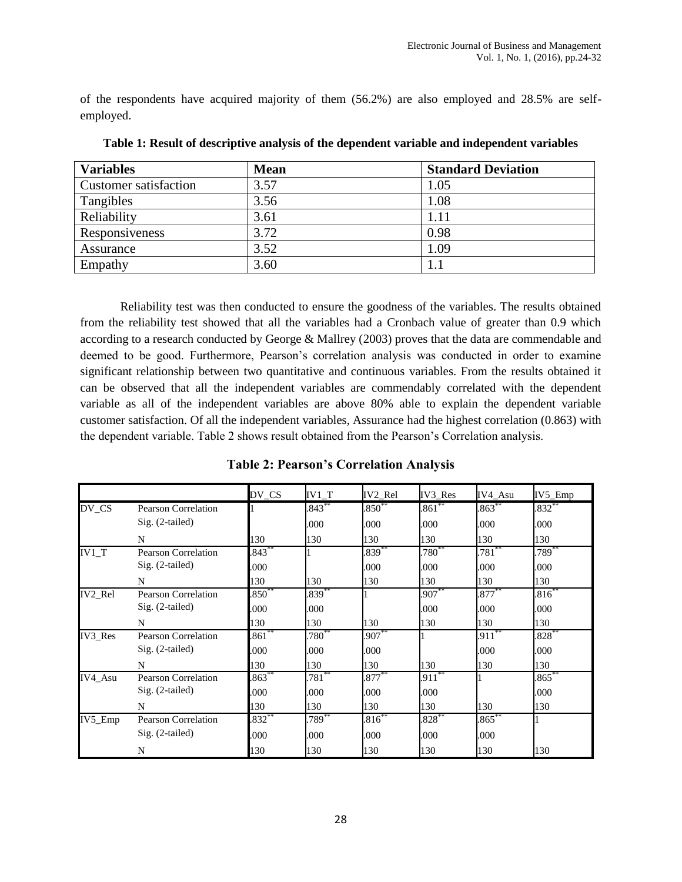of the respondents have acquired majority of them (56.2%) are also employed and 28.5% are self-employed.

**Table 1: Result of descriptive analysis of the dependent variable and independent variables**

| Variables | Mean | Standard Deviation |
|---|---|---|
| Customer satisfaction | 3.57 | 1.05 |
| Tangibles | 3.56 | 1.08 |
| Reliability | 3.61 | 1.11 |
| Responsiveness | 3.72 | 0.98 |
| Assurance | 3.52 | 1.09 |
| Empathy | 3.60 | 1.1 |

Reliability test was then conducted to ensure the goodness of the variables. The results obtained from the reliability test showed that all the variables had a Cronbach value of greater than 0.9 which according to a research conducted by George & Mallrey (2003) proves that the data are commendable and deemed to be good. Furthermore, Pearson's correlation analysis was conducted in order to examine significant relationship between two quantitative and continuous variables. From the results obtained it can be observed that all the independent variables are commendably correlated with the dependent variable as all of the independent variables are above 80% able to explain the dependent variable customer satisfaction. Of all the independent variables, Assurance had the highest correlation (0.863) with the dependent variable. Table 2 shows result obtained from the Pearson's Correlation analysis.

**Table 2: Pearson's Correlation Analysis**

| | | DV_CS | IV1_T | IV2_Rel | IV3_Res | IV4_Asu | IV5_Emp |
|---|---|---|---|---|---|---|---|
| DV_CS | Pearson Correlation | 1 | .843** | .850** | .861** | .863** | .832** |
| | Sig. (2-tailed) | | .000 | .000 | .000 | .000 | .000 |
| | N | 130 | 130 | 130 | 130 | 130 | 130 |
| IV1_T | Pearson Correlation | .843** | 1 | .839** | .780** | .781** | .789** |
| | Sig. (2-tailed) | .000 | | .000 | .000 | .000 | .000 |
| | N | 130 | 130 | 130 | 130 | 130 | 130 |
| IV2_Rel | Pearson Correlation | .850** | .839** | 1 | .907** | .877** | .816** |
| | Sig. (2-tailed) | .000 | .000 | | .000 | .000 | .000 |
| | N | 130 | 130 | 130 | 130 | 130 | 130 |
| IV3_Res | Pearson Correlation | .861** | .780** | .907** | 1 | .911** | .828** |
| | Sig. (2-tailed) | .000 | .000 | .000 | | .000 | .000 |
| | N | 130 | 130 | 130 | 130 | 130 | 130 |
| IV4_Asu | Pearson Correlation | .863** | .781** | .877** | .911** | 1 | .865** |
| | Sig. (2-tailed) | .000 | .000 | .000 | .000 | | .000 |
| | N | 130 | 130 | 130 | 130 | 130 | 130 |
| IV5_Emp | Pearson Correlation | .832** | .789** | .816** | .828** | .865** | 1 |
| | Sig. (2-tailed) | .000 | .000 | .000 | .000 | .000 | |
| | N | 130 | 130 | 130 | 130 | 130 | 130 |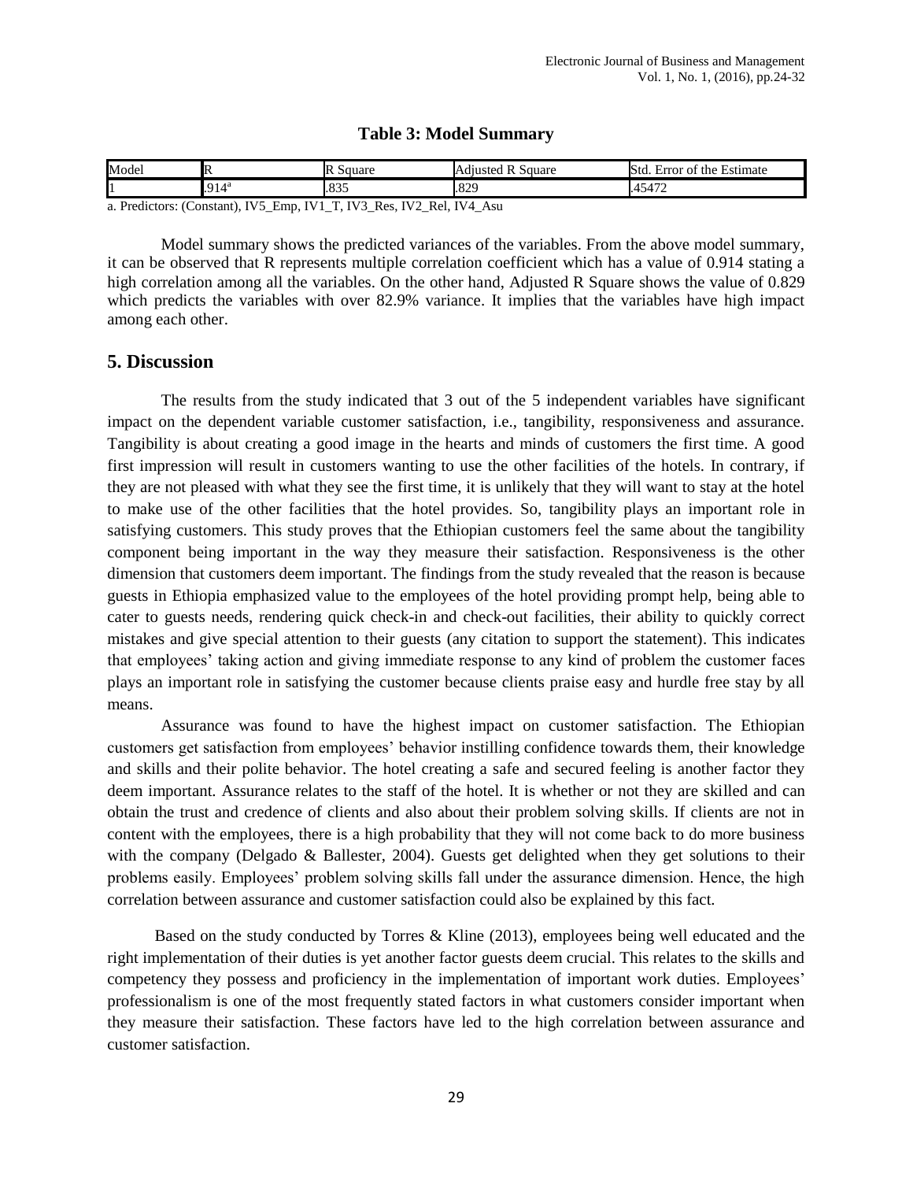**Table 3: Model Summary**

| Model | R | R Square | Adjusted R Square | Std. Error of the Estimate |
|---|---|---|---|---|
| 1 | .914[a] | .835 | .829 | .45472 |

a. Predictors: (Constant), IV5_Emp, IV1_T, IV3_Res, IV2_Rel, IV4_Asu

Model summary shows the predicted variances of the variables. From the above model summary, it can be observed that R represents multiple correlation coefficient which has a value of 0.914 stating a high correlation among all the variables. On the other hand, Adjusted R Square shows the value of 0.829 which predicts the variables with over 82.9% variance. It implies that the variables have high impact among each other.

## 5. Discussion

The results from the study indicated that 3 out of the 5 independent variables have significant impact on the dependent variable customer satisfaction, i.e., tangibility, responsiveness and assurance. Tangibility is about creating a good image in the hearts and minds of customers the first time. A good first impression will result in customers wanting to use the other facilities of the hotels. In contrary, if they are not pleased with what they see the first time, it is unlikely that they will want to stay at the hotel to make use of the other facilities that the hotel provides. So, tangibility plays an important role in satisfying customers. This study proves that the Ethiopian customers feel the same about the tangibility component being important in the way they measure their satisfaction. Responsiveness is the other dimension that customers deem important. The findings from the study revealed that the reason is because guests in Ethiopia emphasized value to the employees of the hotel providing prompt help, being able to cater to guests needs, rendering quick check-in and check-out facilities, their ability to quickly correct mistakes and give special attention to their guests (any citation to support the statement). This indicates that employees' taking action and giving immediate response to any kind of problem the customer faces plays an important role in satisfying the customer because clients praise easy and hurdle free stay by all means.

Assurance was found to have the highest impact on customer satisfaction. The Ethiopian customers get satisfaction from employees' behavior instilling confidence towards them, their knowledge and skills and their polite behavior. The hotel creating a safe and secured feeling is another factor they deem important. Assurance relates to the staff of the hotel. It is whether or not they are skilled and can obtain the trust and credence of clients and also about their problem solving skills. If clients are not in content with the employees, there is a high probability that they will not come back to do more business with the company (Delgado & Ballester, 2004). Guests get delighted when they get solutions to their problems easily. Employees' problem solving skills fall under the assurance dimension. Hence, the high correlation between assurance and customer satisfaction could also be explained by this fact.

Based on the study conducted by Torres & Kline (2013), employees being well educated and the right implementation of their duties is yet another factor guests deem crucial. This relates to the skills and competency they possess and proficiency in the implementation of important work duties. Employees' professionalism is one of the most frequently stated factors in what customers consider important when they measure their satisfaction. These factors have led to the high correlation between assurance and customer satisfaction.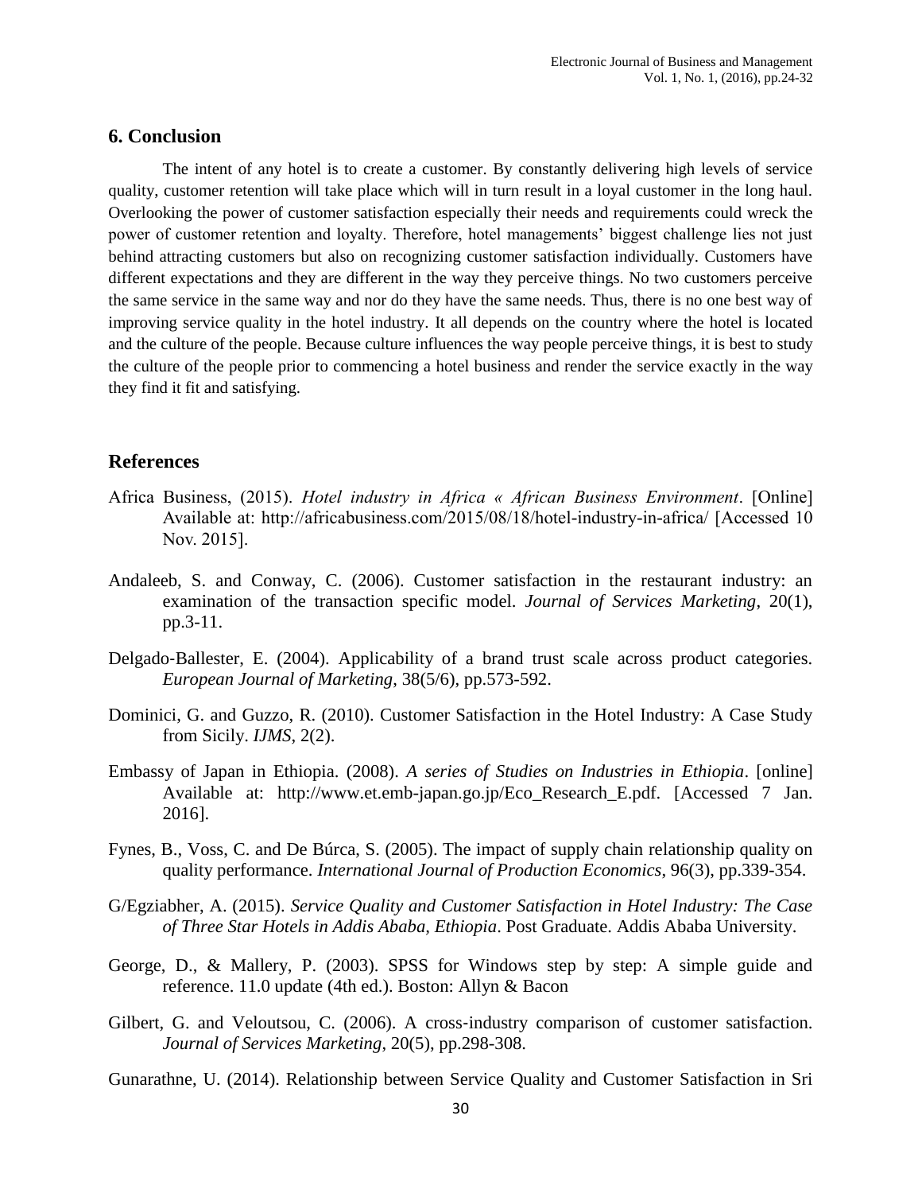## 6. Conclusion

The intent of any hotel is to create a customer. By constantly delivering high levels of service quality, customer retention will take place which will in turn result in a loyal customer in the long haul. Overlooking the power of customer satisfaction especially their needs and requirements could wreck the power of customer retention and loyalty. Therefore, hotel managements' biggest challenge lies not just behind attracting customers but also on recognizing customer satisfaction individually. Customers have different expectations and they are different in the way they perceive things. No two customers perceive the same service in the same way and nor do they have the same needs. Thus, there is no one best way of improving service quality in the hotel industry. It all depends on the country where the hotel is located and the culture of the people. Because culture influences the way people perceive things, it is best to study the culture of the people prior to commencing a hotel business and render the service exactly in the way they find it fit and satisfying.

## References

Africa Business, (2015). *Hotel industry in Africa « African Business Environment*. [Online] Available at: http://africabusiness.com/2015/08/18/hotel-industry-in-africa/ [Accessed 10 Nov. 2015].

Andaleeb, S. and Conway, C. (2006). Customer satisfaction in the restaurant industry: an examination of the transaction specific model. *Journal of Services Marketing*, 20(1), pp.3-11.

Delgado-Ballester, E. (2004). Applicability of a brand trust scale across product categories. *European Journal of Marketing*, 38(5/6), pp.573-592.

Dominici, G. and Guzzo, R. (2010). Customer Satisfaction in the Hotel Industry: A Case Study from Sicily. *IJMS*, 2(2).

Embassy of Japan in Ethiopia. (2008). *A series of Studies on Industries in Ethiopia*. [online] Available at: http://www.et.emb-japan.go.jp/Eco_Research_E.pdf. [Accessed 7 Jan. 2016].

Fynes, B., Voss, C. and De Búrca, S. (2005). The impact of supply chain relationship quality on quality performance. *International Journal of Production Economics*, 96(3), pp.339-354.

G/Egziabher, A. (2015). *Service Quality and Customer Satisfaction in Hotel Industry: The Case of Three Star Hotels in Addis Ababa, Ethiopia*. Post Graduate. Addis Ababa University.

George, D., & Mallery, P. (2003). SPSS for Windows step by step: A simple guide and reference. 11.0 update (4th ed.). Boston: Allyn & Bacon

Gilbert, G. and Veloutsou, C. (2006). A cross-industry comparison of customer satisfaction. *Journal of Services Marketing*, 20(5), pp.298-308.

Gunarathne, U. (2014). Relationship between Service Quality and Customer Satisfaction in Sri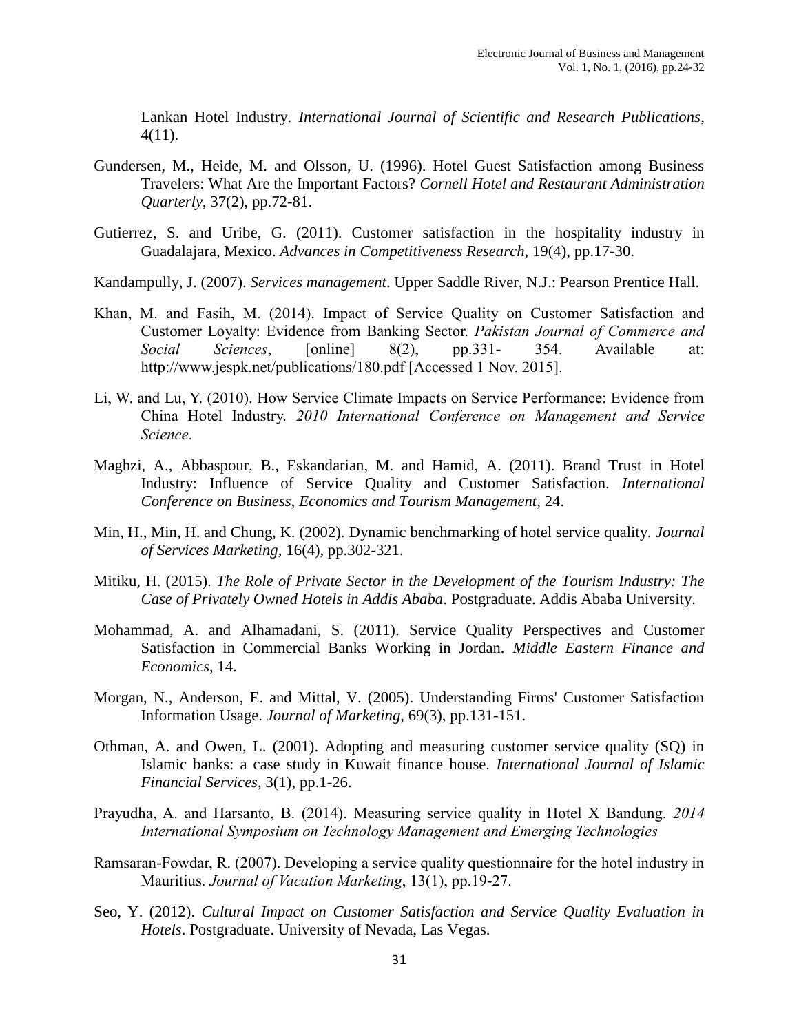Lankan Hotel Industry. *International Journal of Scientific and Research Publications*, 4(11).

Gundersen, M., Heide, M. and Olsson, U. (1996). Hotel Guest Satisfaction among Business Travelers: What Are the Important Factors? *Cornell Hotel and Restaurant Administration Quarterly*, 37(2), pp.72-81.

Gutierrez, S. and Uribe, G. (2011). Customer satisfaction in the hospitality industry in Guadalajara, Mexico. *Advances in Competitiveness Research*, 19(4), pp.17-30.

Kandampully, J. (2007). *Services management*. Upper Saddle River, N.J.: Pearson Prentice Hall.

Khan, M. and Fasih, M. (2014). Impact of Service Quality on Customer Satisfaction and Customer Loyalty: Evidence from Banking Sector. *Pakistan Journal of Commerce and Social Sciences*, [online] 8(2), pp.331- 354. Available at: http://www.jespk.net/publications/180.pdf [Accessed 1 Nov. 2015].

Li, W. and Lu, Y. (2010). How Service Climate Impacts on Service Performance: Evidence from China Hotel Industry. *2010 International Conference on Management and Service Science*.

Maghzi, A., Abbaspour, B., Eskandarian, M. and Hamid, A. (2011). Brand Trust in Hotel Industry: Influence of Service Quality and Customer Satisfaction. *International Conference on Business, Economics and Tourism Management*, 24.

Min, H., Min, H. and Chung, K. (2002). Dynamic benchmarking of hotel service quality. *Journal of Services Marketing*, 16(4), pp.302-321.

Mitiku, H. (2015). *The Role of Private Sector in the Development of the Tourism Industry: The Case of Privately Owned Hotels in Addis Ababa*. Postgraduate. Addis Ababa University.

Mohammad, A. and Alhamadani, S. (2011). Service Quality Perspectives and Customer Satisfaction in Commercial Banks Working in Jordan. *Middle Eastern Finance and Economics*, 14.

Morgan, N., Anderson, E. and Mittal, V. (2005). Understanding Firms' Customer Satisfaction Information Usage. *Journal of Marketing*, 69(3), pp.131-151.

Othman, A. and Owen, L. (2001). Adopting and measuring customer service quality (SQ) in Islamic banks: a case study in Kuwait finance house. *International Journal of Islamic Financial Services*, 3(1), pp.1-26.

Prayudha, A. and Harsanto, B. (2014). Measuring service quality in Hotel X Bandung. *2014 International Symposium on Technology Management and Emerging Technologies*

Ramsaran-Fowdar, R. (2007). Developing a service quality questionnaire for the hotel industry in Mauritius. *Journal of Vacation Marketing*, 13(1), pp.19-27.

Seo, Y. (2012). *Cultural Impact on Customer Satisfaction and Service Quality Evaluation in Hotels*. Postgraduate. University of Nevada, Las Vegas.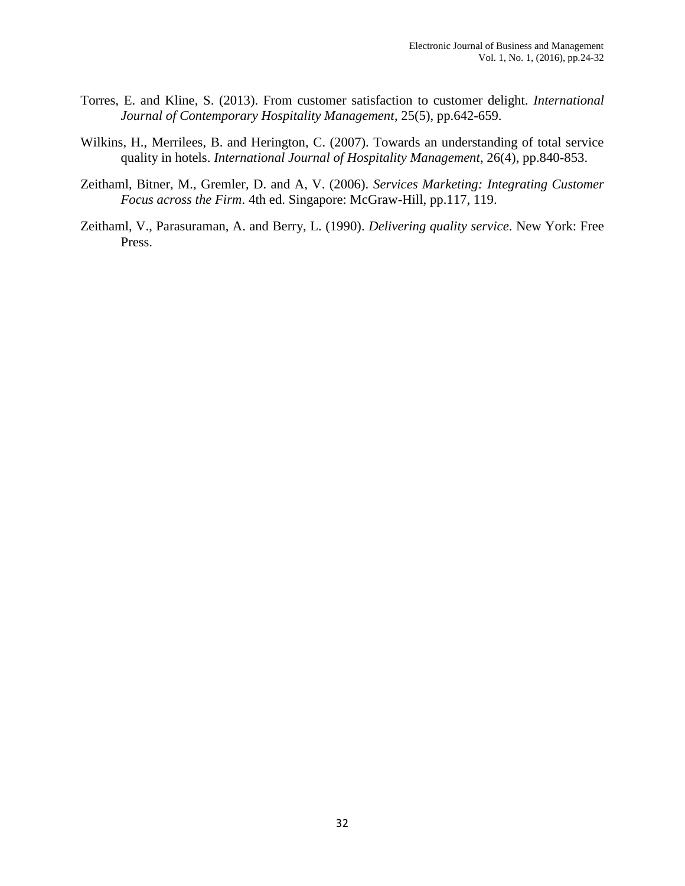Torres, E. and Kline, S. (2013). From customer satisfaction to customer delight. *International Journal of Contemporary Hospitality Management*, 25(5), pp.642-659.

Wilkins, H., Merrilees, B. and Herington, C. (2007). Towards an understanding of total service quality in hotels. *International Journal of Hospitality Management*, 26(4), pp.840-853.

Zeithaml, Bitner, M., Gremler, D. and A, V. (2006). *Services Marketing: Integrating Customer Focus across the Firm*. 4th ed. Singapore: McGraw-Hill, pp.117, 119.

Zeithaml, V., Parasuraman, A. and Berry, L. (1990). *Delivering quality service*. New York: Free Press.